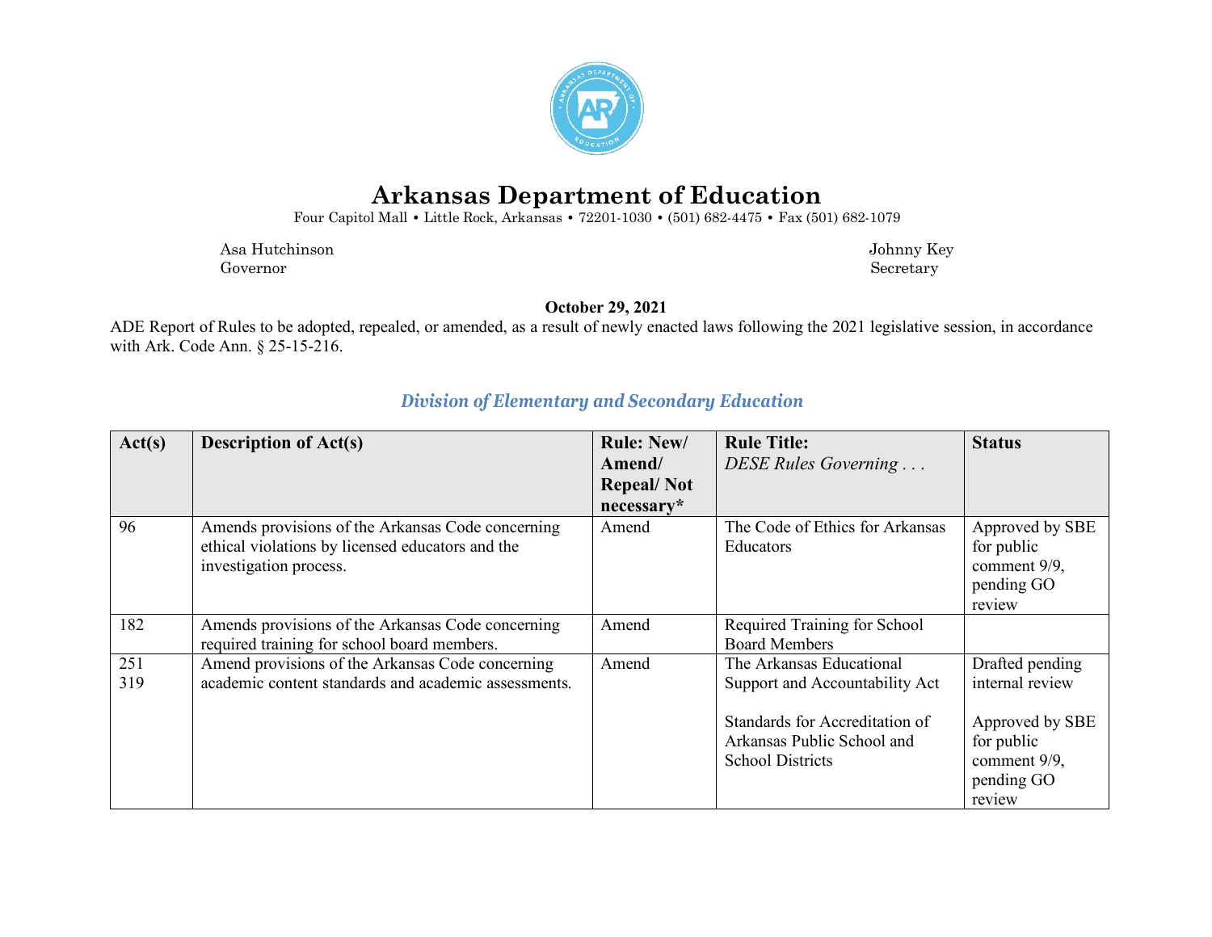# Arkansas Department of Education

Four Capitol Mall • Little Rock, Arkansas • 72201-1030 • (501) 682-4475 • Fax (501) 682-1079

Asa Hutchinson
Governor

Johnny Key
Secretary

**October 29, 2021**

ADE Report of Rules to be adopted, repealed, or amended, as a result of newly enacted laws following the 2021 legislative session, in accordance with Ark. Code Ann. § 25-15-216.

## *Division of Elementary and Secondary Education*

| Act(s) | Description of Act(s) | Rule: New/ Amend/ Repeal/ Not necessary* | Rule Title: *DESE Rules Governing . . .* | Status |
|---|---|---|---|---|
| 96 | Amends provisions of the Arkansas Code concerning ethical violations by licensed educators and the investigation process. | Amend | The Code of Ethics for Arkansas Educators | Approved by SBE for public comment 9/9, pending GO review |
| 182 | Amends provisions of the Arkansas Code concerning required training for school board members. | Amend | Required Training for School Board Members | |
| 251<br>319 | Amend provisions of the Arkansas Code concerning academic content standards and academic assessments. | Amend | The Arkansas Educational Support and Accountability Act<br><br>Standards for Accreditation of Arkansas Public School and School Districts | Drafted pending internal review<br><br>Approved by SBE for public comment 9/9, pending GO review |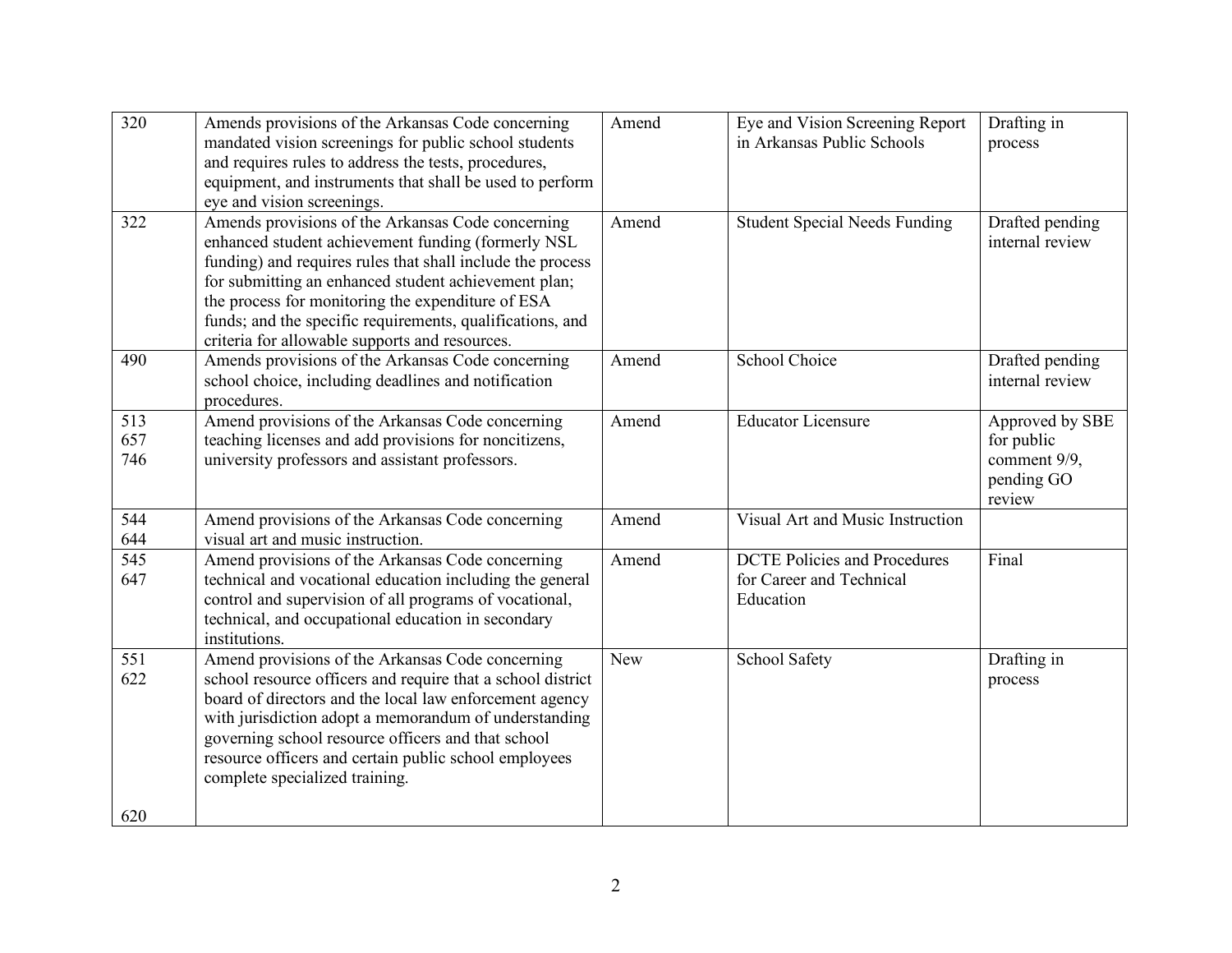| | | | | |
|---|---|---|---|---|
| 320 | Amends provisions of the Arkansas Code concerning mandated vision screenings for public school students and requires rules to address the tests, procedures, equipment, and instruments that shall be used to perform eye and vision screenings. | Amend | Eye and Vision Screening Report in Arkansas Public Schools | Drafting in process |
| 322 | Amends provisions of the Arkansas Code concerning enhanced student achievement funding (formerly NSL funding) and requires rules that shall include the process for submitting an enhanced student achievement plan; the process for monitoring the expenditure of ESA funds; and the specific requirements, qualifications, and criteria for allowable supports and resources. | Amend | Student Special Needs Funding | Drafted pending internal review |
| 490 | Amends provisions of the Arkansas Code concerning school choice, including deadlines and notification procedures. | Amend | School Choice | Drafted pending internal review |
| 513<br>657<br>746 | Amend provisions of the Arkansas Code concerning teaching licenses and add provisions for noncitizens, university professors and assistant professors. | Amend | Educator Licensure | Approved by SBE for public comment 9/9, pending GO review |
| 544<br>644 | Amend provisions of the Arkansas Code concerning visual art and music instruction. | Amend | Visual Art and Music Instruction | |
| 545<br>647 | Amend provisions of the Arkansas Code concerning technical and vocational education including the general control and supervision of all programs of vocational, technical, and occupational education in secondary institutions. | Amend | DCTE Policies and Procedures for Career and Technical Education | Final |
| 551<br>622<br><br>620 | Amend provisions of the Arkansas Code concerning school resource officers and require that a school district board of directors and the local law enforcement agency with jurisdiction adopt a memorandum of understanding governing school resource officers and that school resource officers and certain public school employees complete specialized training. | New | School Safety | Drafting in process |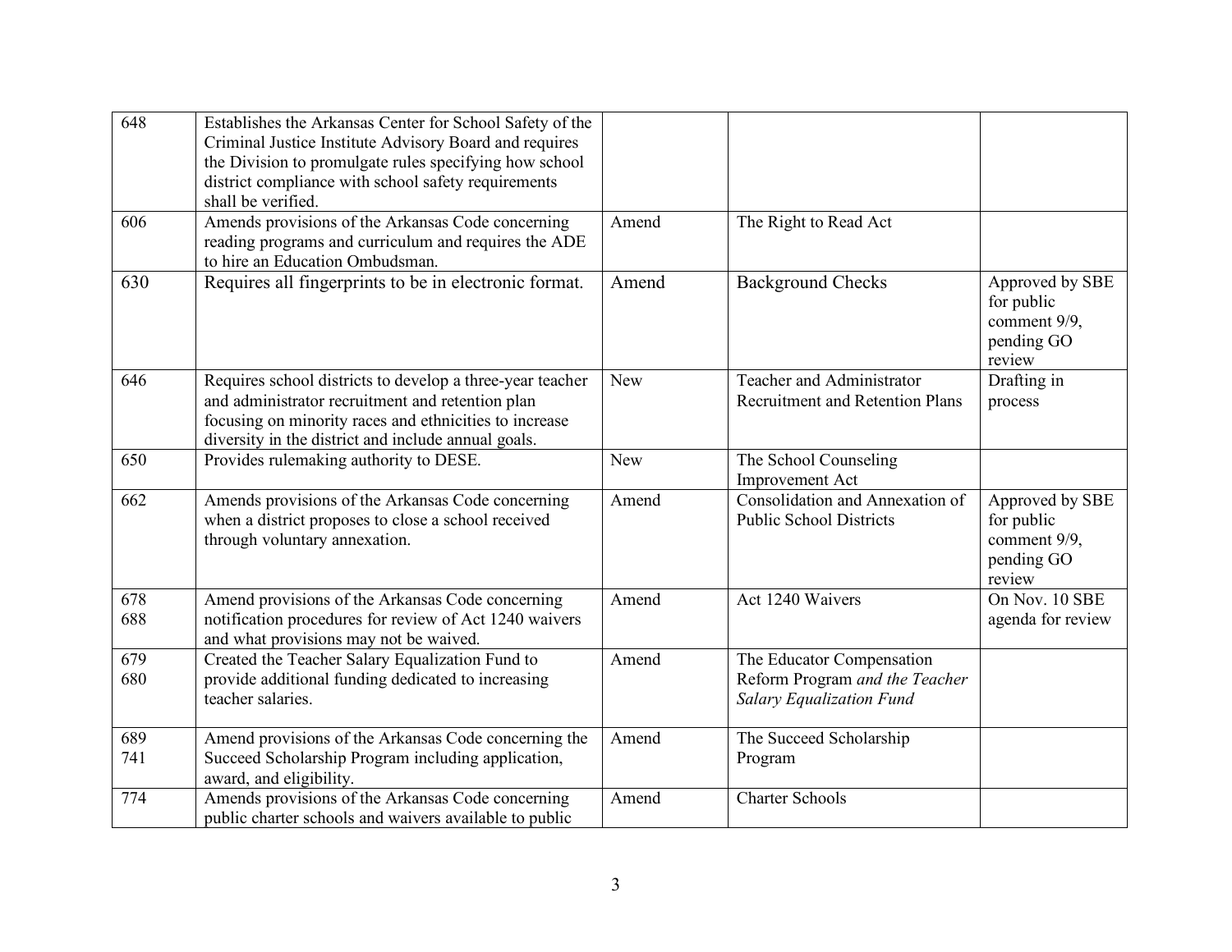| | | | | |
|---|---|---|---|---|
| 648 | Establishes the Arkansas Center for School Safety of the Criminal Justice Institute Advisory Board and requires the Division to promulgate rules specifying how school district compliance with school safety requirements shall be verified. | | | |
| 606 | Amends provisions of the Arkansas Code concerning reading programs and curriculum and requires the ADE to hire an Education Ombudsman. | Amend | The Right to Read Act | |
| 630 | Requires all fingerprints to be in electronic format. | Amend | Background Checks | Approved by SBE for public comment 9/9, pending GO review |
| 646 | Requires school districts to develop a three-year teacher and administrator recruitment and retention plan focusing on minority races and ethnicities to increase diversity in the district and include annual goals. | New | Teacher and Administrator Recruitment and Retention Plans | Drafting in process |
| 650 | Provides rulemaking authority to DESE. | New | The School Counseling Improvement Act | |
| 662 | Amends provisions of the Arkansas Code concerning when a district proposes to close a school received through voluntary annexation. | Amend | Consolidation and Annexation of Public School Districts | Approved by SBE for public comment 9/9, pending GO review |
| 678<br>688 | Amend provisions of the Arkansas Code concerning notification procedures for review of Act 1240 waivers and what provisions may not be waived. | Amend | Act 1240 Waivers | On Nov. 10 SBE agenda for review |
| 679<br>680 | Created the Teacher Salary Equalization Fund to provide additional funding dedicated to increasing teacher salaries. | Amend | The Educator Compensation Reform Program *and the Teacher Salary Equalization Fund* | |
| 689<br>741 | Amend provisions of the Arkansas Code concerning the Succeed Scholarship Program including application, award, and eligibility. | Amend | The Succeed Scholarship Program | |
| 774 | Amends provisions of the Arkansas Code concerning public charter schools and waivers available to public | Amend | Charter Schools | |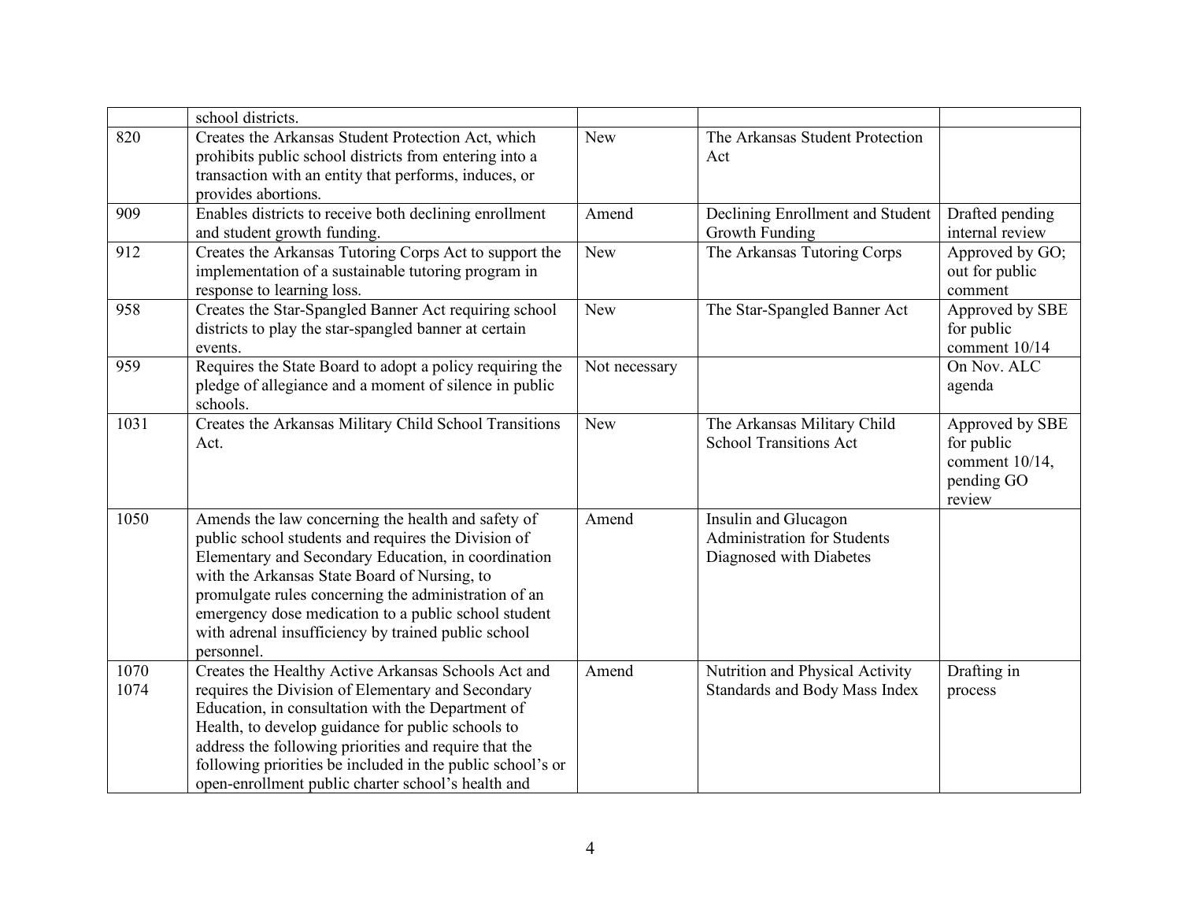|  |  |  |  |  |
|---|---|---|---|---|
|  | school districts. |  |  |  |
| 820 | Creates the Arkansas Student Protection Act, which prohibits public school districts from entering into a transaction with an entity that performs, induces, or provides abortions. | New | The Arkansas Student Protection Act |  |
| 909 | Enables districts to receive both declining enrollment and student growth funding. | Amend | Declining Enrollment and Student Growth Funding | Drafted pending internal review |
| 912 | Creates the Arkansas Tutoring Corps Act to support the implementation of a sustainable tutoring program in response to learning loss. | New | The Arkansas Tutoring Corps | Approved by GO; out for public comment |
| 958 | Creates the Star-Spangled Banner Act requiring school districts to play the star-spangled banner at certain events. | New | The Star-Spangled Banner Act | Approved by SBE for public comment 10/14 |
| 959 | Requires the State Board to adopt a policy requiring the pledge of allegiance and a moment of silence in public schools. | Not necessary |  | On Nov. ALC agenda |
| 1031 | Creates the Arkansas Military Child School Transitions Act. | New | The Arkansas Military Child School Transitions Act | Approved by SBE for public comment 10/14, pending GO review |
| 1050 | Amends the law concerning the health and safety of public school students and requires the Division of Elementary and Secondary Education, in coordination with the Arkansas State Board of Nursing, to promulgate rules concerning the administration of an emergency dose medication to a public school student with adrenal insufficiency by trained public school personnel. | Amend | Insulin and Glucagon Administration for Students Diagnosed with Diabetes |  |
| 1070<br>1074 | Creates the Healthy Active Arkansas Schools Act and requires the Division of Elementary and Secondary Education, in consultation with the Department of Health, to develop guidance for public schools to address the following priorities and require that the following priorities be included in the public school's or open-enrollment public charter school's health and | Amend | Nutrition and Physical Activity Standards and Body Mass Index | Drafting in process |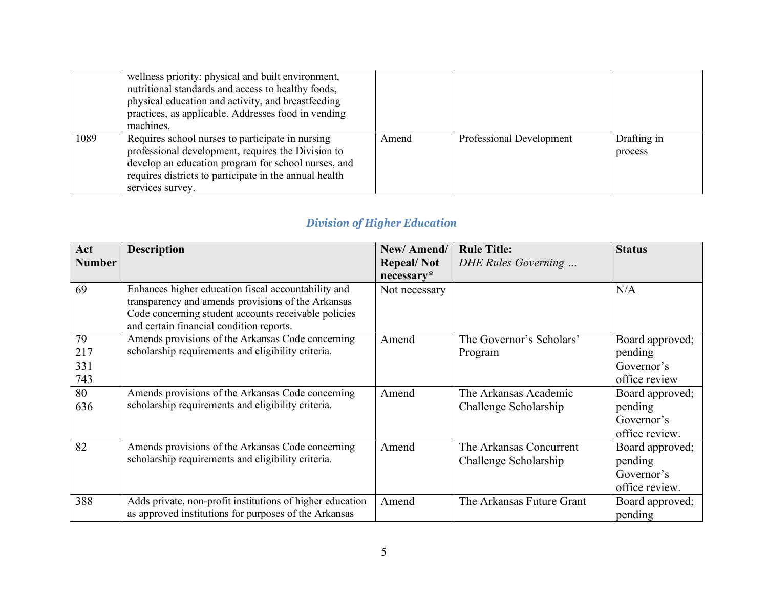| | | | | |
|---|---|---|---|---|
| | wellness priority: physical and built environment, nutritional standards and access to healthy foods, physical education and activity, and breastfeeding practices, as applicable. Addresses food in vending machines. | | | |
| 1089 | Requires school nurses to participate in nursing professional development, requires the Division to develop an education program for school nurses, and requires districts to participate in the annual health services survey. | Amend | Professional Development | Drafting in process |

## *Division of Higher Education*

| Act Number | Description | New/ Amend/ Repeal/ Not necessary* | Rule Title: *DHE Rules Governing …* | Status |
|---|---|---|---|---|
| 69 | Enhances higher education fiscal accountability and transparency and amends provisions of the Arkansas Code concerning student accounts receivable policies and certain financial condition reports. | Not necessary | | N/A |
| 79<br>217<br>331<br>743 | Amends provisions of the Arkansas Code concerning scholarship requirements and eligibility criteria. | Amend | The Governor's Scholars' Program | Board approved; pending Governor's office review |
| 80<br>636 | Amends provisions of the Arkansas Code concerning scholarship requirements and eligibility criteria. | Amend | The Arkansas Academic Challenge Scholarship | Board approved; pending Governor's office review. |
| 82 | Amends provisions of the Arkansas Code concerning scholarship requirements and eligibility criteria. | Amend | The Arkansas Concurrent Challenge Scholarship | Board approved; pending Governor's office review. |
| 388 | Adds private, non-profit institutions of higher education as approved institutions for purposes of the Arkansas | Amend | The Arkansas Future Grant | Board approved; pending |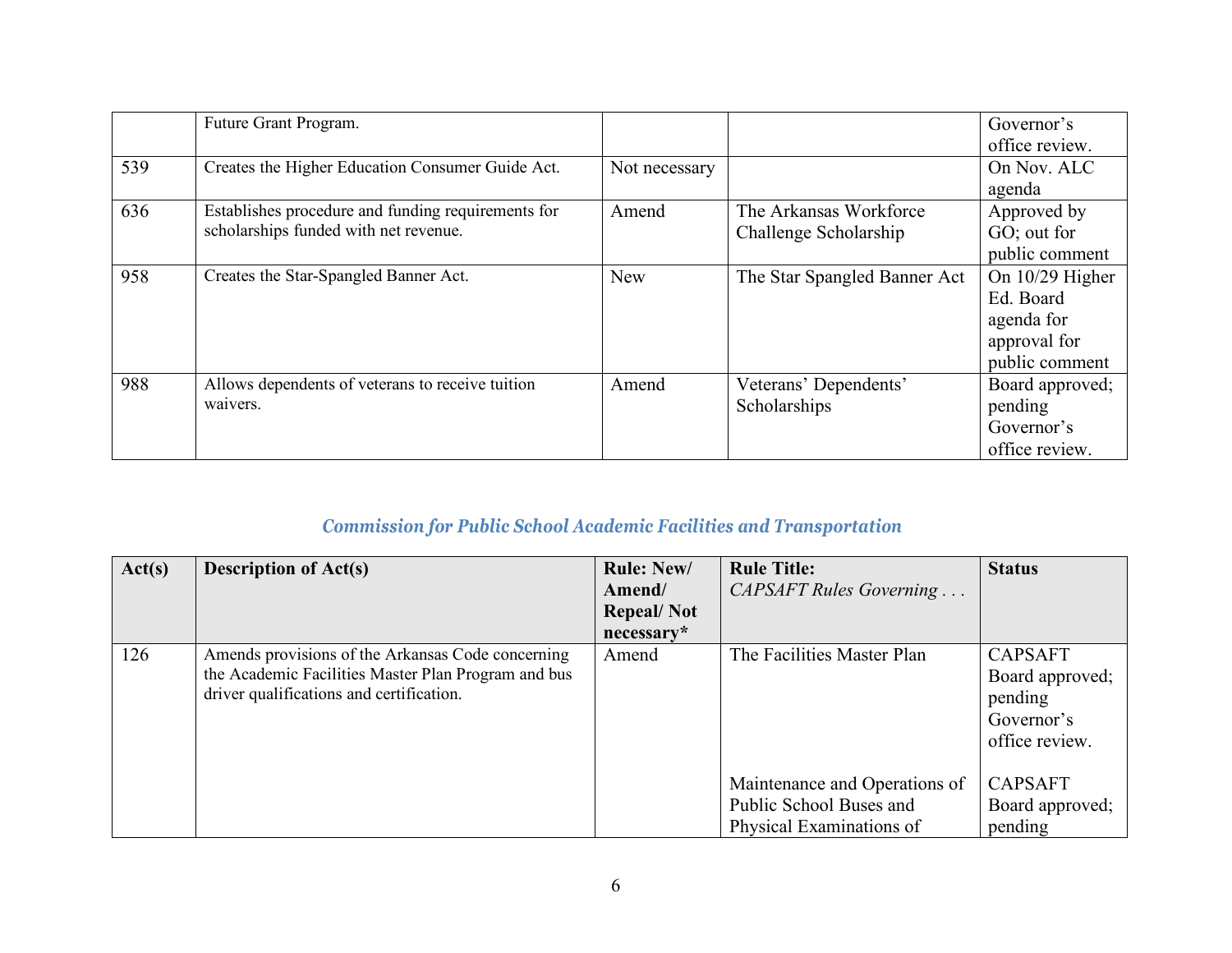| | | | | |
|---|---|---|---|---|
| | Future Grant Program. | | | Governor's office review. |
| 539 | Creates the Higher Education Consumer Guide Act. | Not necessary | | On Nov. ALC agenda |
| 636 | Establishes procedure and funding requirements for scholarships funded with net revenue. | Amend | The Arkansas Workforce Challenge Scholarship | Approved by GO; out for public comment |
| 958 | Creates the Star-Spangled Banner Act. | New | The Star Spangled Banner Act | On 10/29 Higher Ed. Board agenda for approval for public comment |
| 988 | Allows dependents of veterans to receive tuition waivers. | Amend | Veterans' Dependents' Scholarships | Board approved; pending Governor's office review. |

### *Commission for Public School Academic Facilities and Transportation*

| Act(s) | Description of Act(s) | Rule: New/ Amend/ Repeal/ Not necessary* | Rule Title: *CAPSAFT Rules Governing . . .* | Status |
|---|---|---|---|---|
| 126 | Amends provisions of the Arkansas Code concerning the Academic Facilities Master Plan Program and bus driver qualifications and certification. | Amend | The Facilities Master Plan | CAPSAFT Board approved; pending Governor's office review. |
| | | | Maintenance and Operations of Public School Buses and Physical Examinations of | CAPSAFT Board approved; pending |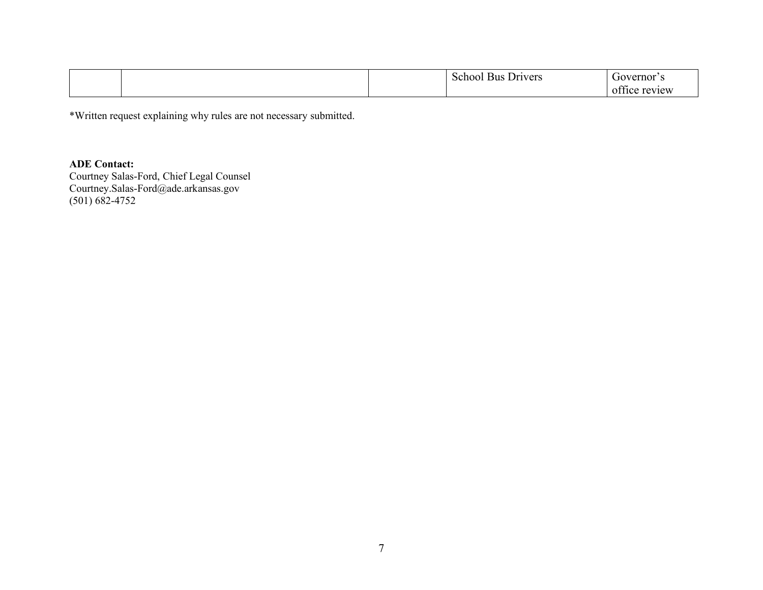| | | | | |
|---|---|---|---|---|
| | | | School Bus Drivers | Governor's office review |

*Written request explaining why rules are not necessary submitted.

**ADE Contact:**
Courtney Salas-Ford, Chief Legal Counsel
Courtney.Salas-Ford@ade.arkansas.gov
(501) 682-4752